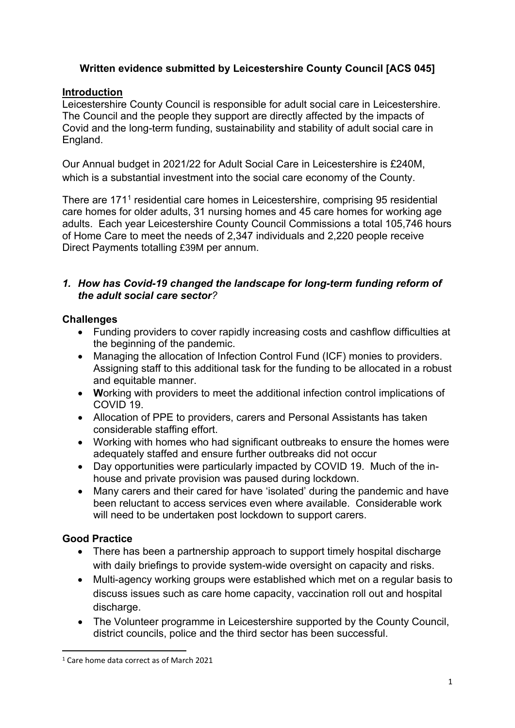**Written evidence submitted by Leicestershire County Council [ACS 045]**

**Introduction**

Leicestershire County Council is responsible for adult social care in Leicestershire. The Council and the people they support are directly affected by the impacts of Covid and the long-term funding, sustainability and stability of adult social care in England.

Our Annual budget in 2021/22 for Adult Social Care in Leicestershire is £240M, which is a substantial investment into the social care economy of the County.

There are 171[1] residential care homes in Leicestershire, comprising 95 residential care homes for older adults, 31 nursing homes and 45 care homes for working age adults. Each year Leicestershire County Council Commissions a total 105,746 hours of Home Care to meet the needs of 2,347 individuals and 2,220 people receive Direct Payments totalling £39M per annum.

## *1. How has Covid-19 changed the landscape for long-term funding reform of the adult social care sector?*

**Challenges**

- Funding providers to cover rapidly increasing costs and cashflow difficulties at the beginning of the pandemic.
- Managing the allocation of Infection Control Fund (ICF) monies to providers. Assigning staff to this additional task for the funding to be allocated in a robust and equitable manner.
- **W**orking with providers to meet the additional infection control implications of COVID 19.
- Allocation of PPE to providers, carers and Personal Assistants has taken considerable staffing effort.
- Working with homes who had significant outbreaks to ensure the homes were adequately staffed and ensure further outbreaks did not occur
- Day opportunities were particularly impacted by COVID 19. Much of the in-house and private provision was paused during lockdown.
- Many carers and their cared for have 'isolated' during the pandemic and have been reluctant to access services even where available. Considerable work will need to be undertaken post lockdown to support carers.

**Good Practice**

- There has been a partnership approach to support timely hospital discharge with daily briefings to provide system-wide oversight on capacity and risks.
- Multi-agency working groups were established which met on a regular basis to discuss issues such as care home capacity, vaccination roll out and hospital discharge.
- The Volunteer programme in Leicestershire supported by the County Council, district councils, police and the third sector has been successful.

[1] Care home data correct as of March 2021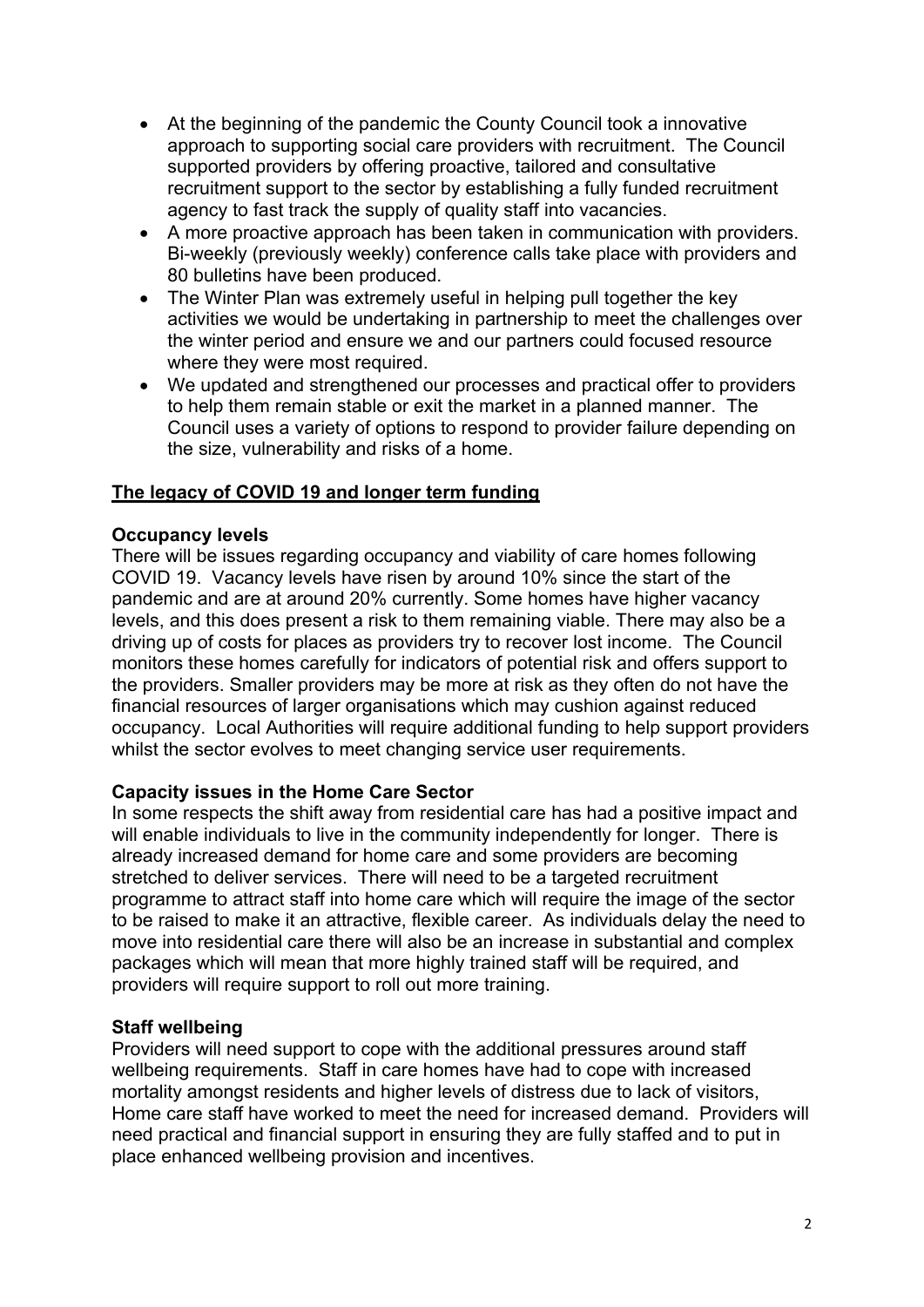- At the beginning of the pandemic the County Council took a innovative approach to supporting social care providers with recruitment. The Council supported providers by offering proactive, tailored and consultative recruitment support to the sector by establishing a fully funded recruitment agency to fast track the supply of quality staff into vacancies.
- A more proactive approach has been taken in communication with providers. Bi-weekly (previously weekly) conference calls take place with providers and 80 bulletins have been produced.
- The Winter Plan was extremely useful in helping pull together the key activities we would be undertaking in partnership to meet the challenges over the winter period and ensure we and our partners could focused resource where they were most required.
- We updated and strengthened our processes and practical offer to providers to help them remain stable or exit the market in a planned manner. The Council uses a variety of options to respond to provider failure depending on the size, vulnerability and risks of a home.

## The legacy of COVID 19 and longer term funding

**Occupancy levels**

There will be issues regarding occupancy and viability of care homes following COVID 19. Vacancy levels have risen by around 10% since the start of the pandemic and are at around 20% currently. Some homes have higher vacancy levels, and this does present a risk to them remaining viable. There may also be a driving up of costs for places as providers try to recover lost income. The Council monitors these homes carefully for indicators of potential risk and offers support to the providers. Smaller providers may be more at risk as they often do not have the financial resources of larger organisations which may cushion against reduced occupancy. Local Authorities will require additional funding to help support providers whilst the sector evolves to meet changing service user requirements.

**Capacity issues in the Home Care Sector**

In some respects the shift away from residential care has had a positive impact and will enable individuals to live in the community independently for longer. There is already increased demand for home care and some providers are becoming stretched to deliver services. There will need to be a targeted recruitment programme to attract staff into home care which will require the image of the sector to be raised to make it an attractive, flexible career. As individuals delay the need to move into residential care there will also be an increase in substantial and complex packages which will mean that more highly trained staff will be required, and providers will require support to roll out more training.

**Staff wellbeing**

Providers will need support to cope with the additional pressures around staff wellbeing requirements. Staff in care homes have had to cope with increased mortality amongst residents and higher levels of distress due to lack of visitors, Home care staff have worked to meet the need for increased demand. Providers will need practical and financial support in ensuring they are fully staffed and to put in place enhanced wellbeing provision and incentives.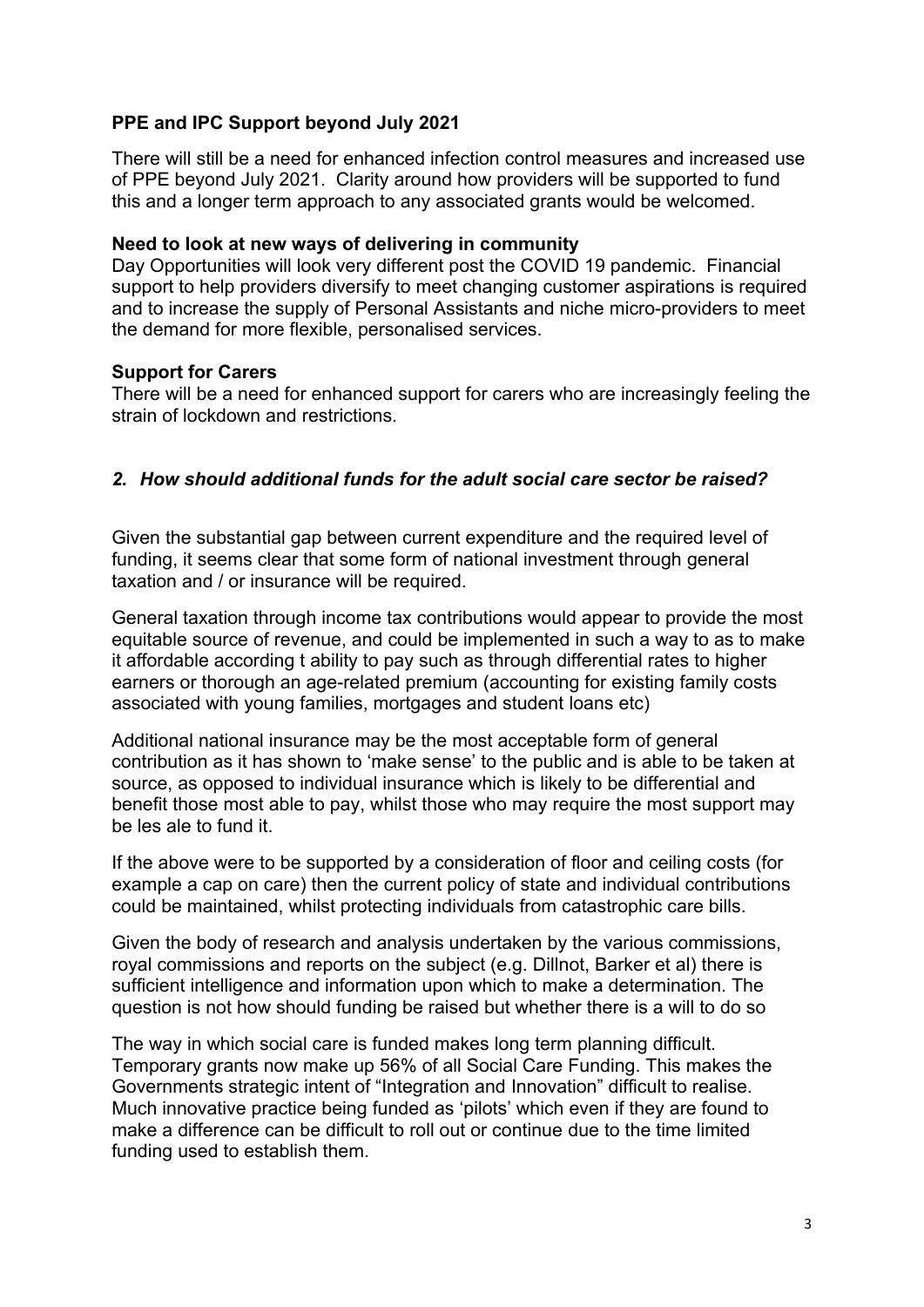**PPE and IPC Support beyond July 2021**

There will still be a need for enhanced infection control measures and increased use of PPE beyond July 2021. Clarity around how providers will be supported to fund this and a longer term approach to any associated grants would be welcomed.

**Need to look at new ways of delivering in community**

Day Opportunities will look very different post the COVID 19 pandemic. Financial support to help providers diversify to meet changing customer aspirations is required and to increase the supply of Personal Assistants and niche micro-providers to meet the demand for more flexible, personalised services.

**Support for Carers**

There will be a need for enhanced support for carers who are increasingly feeling the strain of lockdown and restrictions.

## *2. How should additional funds for the adult social care sector be raised?*

Given the substantial gap between current expenditure and the required level of funding, it seems clear that some form of national investment through general taxation and / or insurance will be required.

General taxation through income tax contributions would appear to provide the most equitable source of revenue, and could be implemented in such a way to as to make it affordable according t ability to pay such as through differential rates to higher earners or thorough an age-related premium (accounting for existing family costs associated with young families, mortgages and student loans etc)

Additional national insurance may be the most acceptable form of general contribution as it has shown to 'make sense' to the public and is able to be taken at source, as opposed to individual insurance which is likely to be differential and benefit those most able to pay, whilst those who may require the most support may be les ale to fund it.

If the above were to be supported by a consideration of floor and ceiling costs (for example a cap on care) then the current policy of state and individual contributions could be maintained, whilst protecting individuals from catastrophic care bills.

Given the body of research and analysis undertaken by the various commissions, royal commissions and reports on the subject (e.g. Dillnot, Barker et al) there is sufficient intelligence and information upon which to make a determination. The question is not how should funding be raised but whether there is a will to do so

The way in which social care is funded makes long term planning difficult. Temporary grants now make up 56% of all Social Care Funding. This makes the Governments strategic intent of "Integration and Innovation" difficult to realise. Much innovative practice being funded as 'pilots' which even if they are found to make a difference can be difficult to roll out or continue due to the time limited funding used to establish them.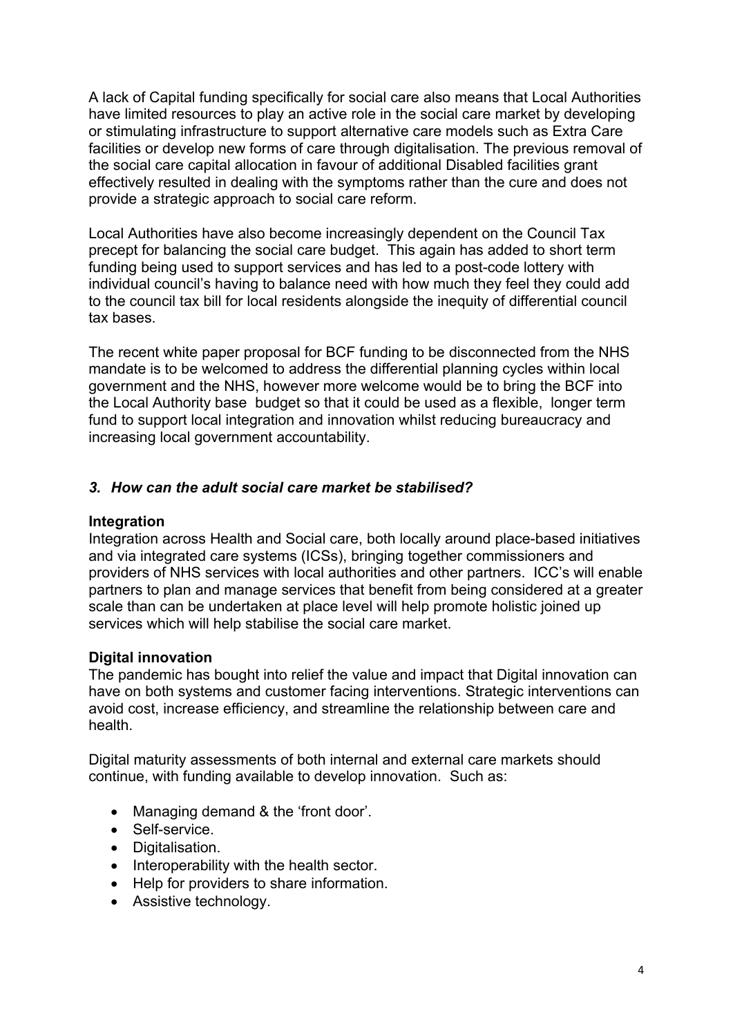A lack of Capital funding specifically for social care also means that Local Authorities have limited resources to play an active role in the social care market by developing or stimulating infrastructure to support alternative care models such as Extra Care facilities or develop new forms of care through digitalisation. The previous removal of the social care capital allocation in favour of additional Disabled facilities grant effectively resulted in dealing with the symptoms rather than the cure and does not provide a strategic approach to social care reform.

Local Authorities have also become increasingly dependent on the Council Tax precept for balancing the social care budget. This again has added to short term funding being used to support services and has led to a post-code lottery with individual council's having to balance need with how much they feel they could add to the council tax bill for local residents alongside the inequity of differential council tax bases.

The recent white paper proposal for BCF funding to be disconnected from the NHS mandate is to be welcomed to address the differential planning cycles within local government and the NHS, however more welcome would be to bring the BCF into the Local Authority base budget so that it could be used as a flexible, longer term fund to support local integration and innovation whilst reducing bureaucracy and increasing local government accountability.

### *3. How can the adult social care market be stabilised?*

**Integration**

Integration across Health and Social care, both locally around place-based initiatives and via integrated care systems (ICSs), bringing together commissioners and providers of NHS services with local authorities and other partners. ICC's will enable partners to plan and manage services that benefit from being considered at a greater scale than can be undertaken at place level will help promote holistic joined up services which will help stabilise the social care market.

**Digital innovation**

The pandemic has bought into relief the value and impact that Digital innovation can have on both systems and customer facing interventions. Strategic interventions can avoid cost, increase efficiency, and streamline the relationship between care and health.

Digital maturity assessments of both internal and external care markets should continue, with funding available to develop innovation. Such as:

- Managing demand & the 'front door'.
- Self-service.
- Digitalisation.
- Interoperability with the health sector.
- Help for providers to share information.
- Assistive technology.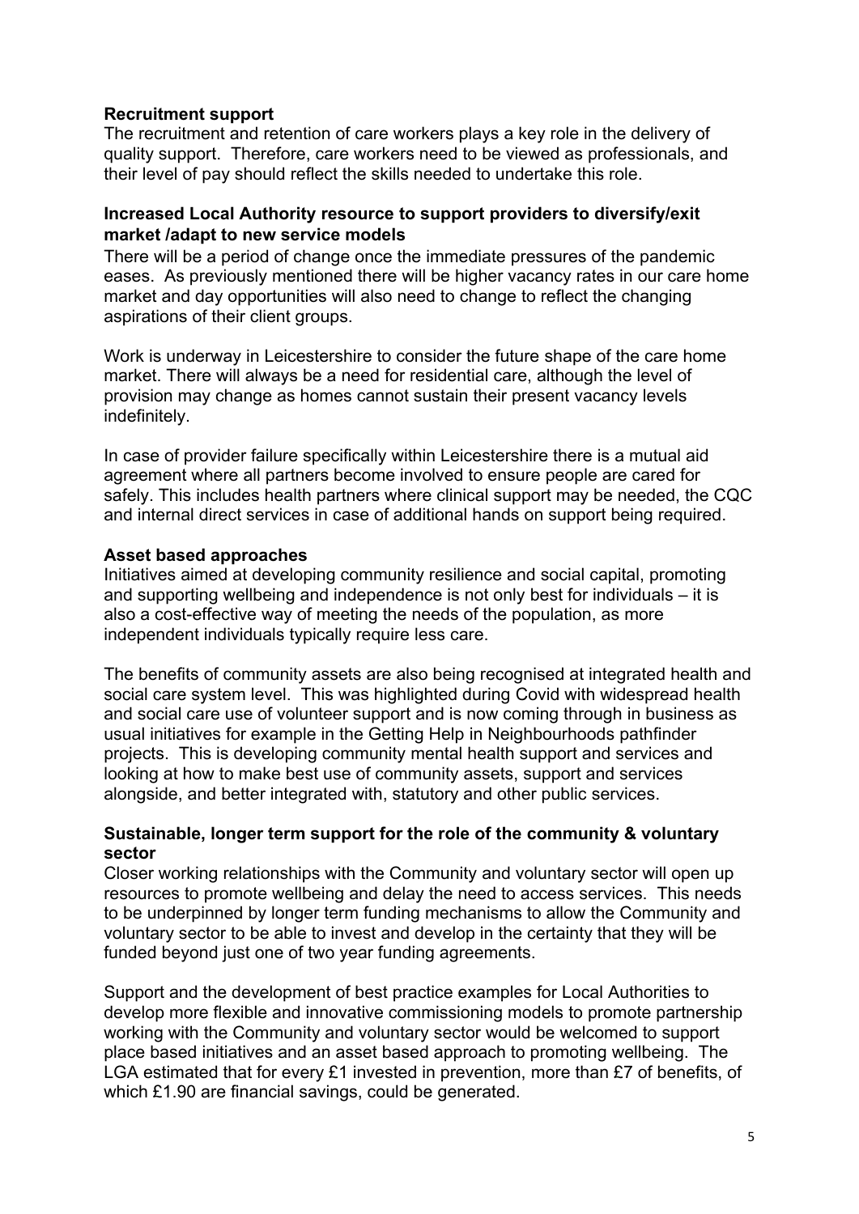**Recruitment support**

The recruitment and retention of care workers plays a key role in the delivery of quality support. Therefore, care workers need to be viewed as professionals, and their level of pay should reflect the skills needed to undertake this role.

**Increased Local Authority resource to support providers to diversify/exit market /adapt to new service models**

There will be a period of change once the immediate pressures of the pandemic eases. As previously mentioned there will be higher vacancy rates in our care home market and day opportunities will also need to change to reflect the changing aspirations of their client groups.

Work is underway in Leicestershire to consider the future shape of the care home market. There will always be a need for residential care, although the level of provision may change as homes cannot sustain their present vacancy levels indefinitely.

In case of provider failure specifically within Leicestershire there is a mutual aid agreement where all partners become involved to ensure people are cared for safely. This includes health partners where clinical support may be needed, the CQC and internal direct services in case of additional hands on support being required.

**Asset based approaches**

Initiatives aimed at developing community resilience and social capital, promoting and supporting wellbeing and independence is not only best for individuals – it is also a cost-effective way of meeting the needs of the population, as more independent individuals typically require less care.

The benefits of community assets are also being recognised at integrated health and social care system level. This was highlighted during Covid with widespread health and social care use of volunteer support and is now coming through in business as usual initiatives for example in the Getting Help in Neighbourhoods pathfinder projects. This is developing community mental health support and services and looking at how to make best use of community assets, support and services alongside, and better integrated with, statutory and other public services.

**Sustainable, longer term support for the role of the community & voluntary sector**

Closer working relationships with the Community and voluntary sector will open up resources to promote wellbeing and delay the need to access services. This needs to be underpinned by longer term funding mechanisms to allow the Community and voluntary sector to be able to invest and develop in the certainty that they will be funded beyond just one of two year funding agreements.

Support and the development of best practice examples for Local Authorities to develop more flexible and innovative commissioning models to promote partnership working with the Community and voluntary sector would be welcomed to support place based initiatives and an asset based approach to promoting wellbeing. The LGA estimated that for every £1 invested in prevention, more than £7 of benefits, of which £1.90 are financial savings, could be generated.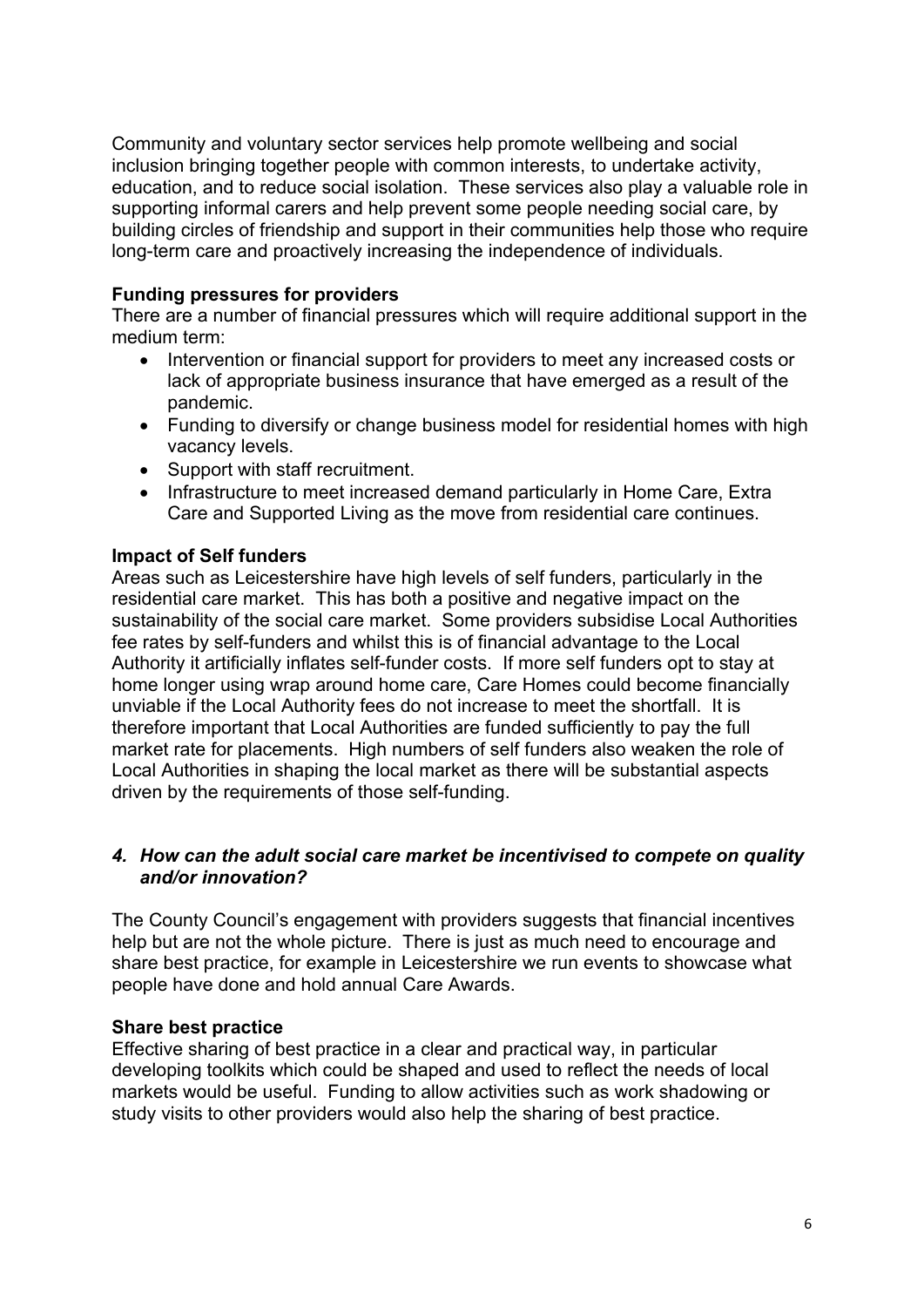Community and voluntary sector services help promote wellbeing and social inclusion bringing together people with common interests, to undertake activity, education, and to reduce social isolation. These services also play a valuable role in supporting informal carers and help prevent some people needing social care, by building circles of friendship and support in their communities help those who require long-term care and proactively increasing the independence of individuals.

**Funding pressures for providers**

There are a number of financial pressures which will require additional support in the medium term:

- Intervention or financial support for providers to meet any increased costs or lack of appropriate business insurance that have emerged as a result of the pandemic.
- Funding to diversify or change business model for residential homes with high vacancy levels.
- Support with staff recruitment.
- Infrastructure to meet increased demand particularly in Home Care, Extra Care and Supported Living as the move from residential care continues.

**Impact of Self funders**

Areas such as Leicestershire have high levels of self funders, particularly in the residential care market. This has both a positive and negative impact on the sustainability of the social care market. Some providers subsidise Local Authorities fee rates by self-funders and whilst this is of financial advantage to the Local Authority it artificially inflates self-funder costs. If more self funders opt to stay at home longer using wrap around home care, Care Homes could become financially unviable if the Local Authority fees do not increase to meet the shortfall. It is therefore important that Local Authorities are funded sufficiently to pay the full market rate for placements. High numbers of self funders also weaken the role of Local Authorities in shaping the local market as there will be substantial aspects driven by the requirements of those self-funding.

### *4. How can the adult social care market be incentivised to compete on quality and/or innovation?*

The County Council's engagement with providers suggests that financial incentives help but are not the whole picture. There is just as much need to encourage and share best practice, for example in Leicestershire we run events to showcase what people have done and hold annual Care Awards.

**Share best practice**

Effective sharing of best practice in a clear and practical way, in particular developing toolkits which could be shaped and used to reflect the needs of local markets would be useful. Funding to allow activities such as work shadowing or study visits to other providers would also help the sharing of best practice.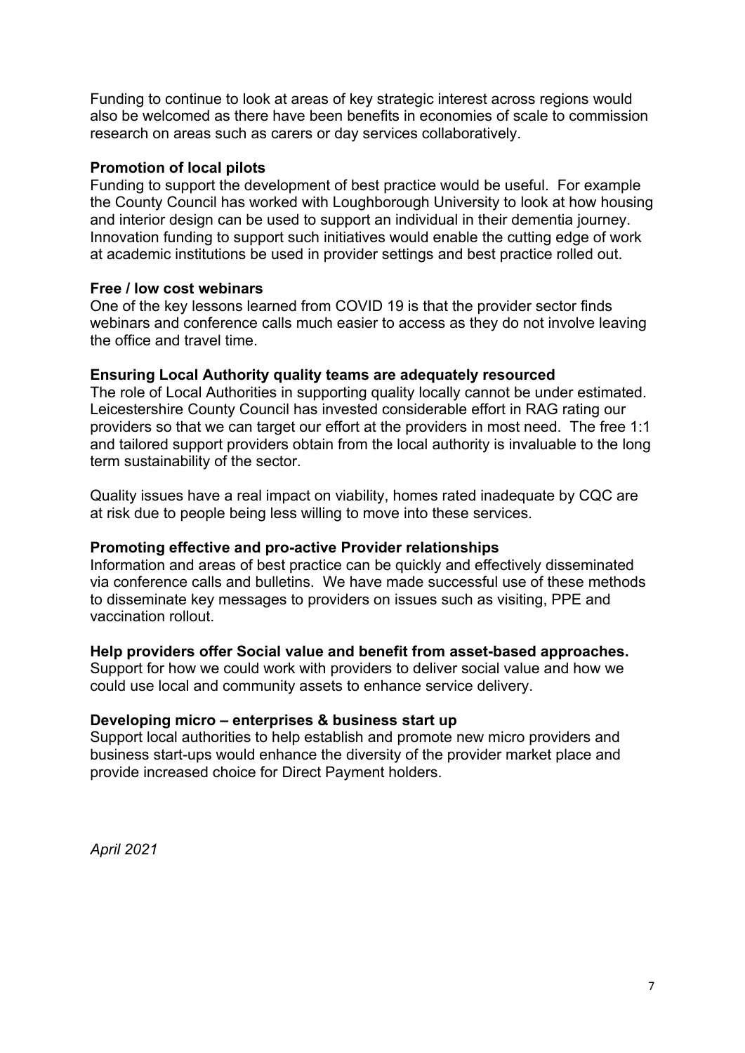Funding to continue to look at areas of key strategic interest across regions would also be welcomed as there have been benefits in economies of scale to commission research on areas such as carers or day services collaboratively.

**Promotion of local pilots**

Funding to support the development of best practice would be useful. For example the County Council has worked with Loughborough University to look at how housing and interior design can be used to support an individual in their dementia journey. Innovation funding to support such initiatives would enable the cutting edge of work at academic institutions be used in provider settings and best practice rolled out.

**Free / low cost webinars**

One of the key lessons learned from COVID 19 is that the provider sector finds webinars and conference calls much easier to access as they do not involve leaving the office and travel time.

**Ensuring Local Authority quality teams are adequately resourced**

The role of Local Authorities in supporting quality locally cannot be under estimated. Leicestershire County Council has invested considerable effort in RAG rating our providers so that we can target our effort at the providers in most need. The free 1:1 and tailored support providers obtain from the local authority is invaluable to the long term sustainability of the sector.

Quality issues have a real impact on viability, homes rated inadequate by CQC are at risk due to people being less willing to move into these services.

**Promoting effective and pro-active Provider relationships**

Information and areas of best practice can be quickly and effectively disseminated via conference calls and bulletins. We have made successful use of these methods to disseminate key messages to providers on issues such as visiting, PPE and vaccination rollout.

**Help providers offer Social value and benefit from asset-based approaches.**

Support for how we could work with providers to deliver social value and how we could use local and community assets to enhance service delivery.

**Developing micro – enterprises & business start up**

Support local authorities to help establish and promote new micro providers and business start-ups would enhance the diversity of the provider market place and provide increased choice for Direct Payment holders.

*April 2021*